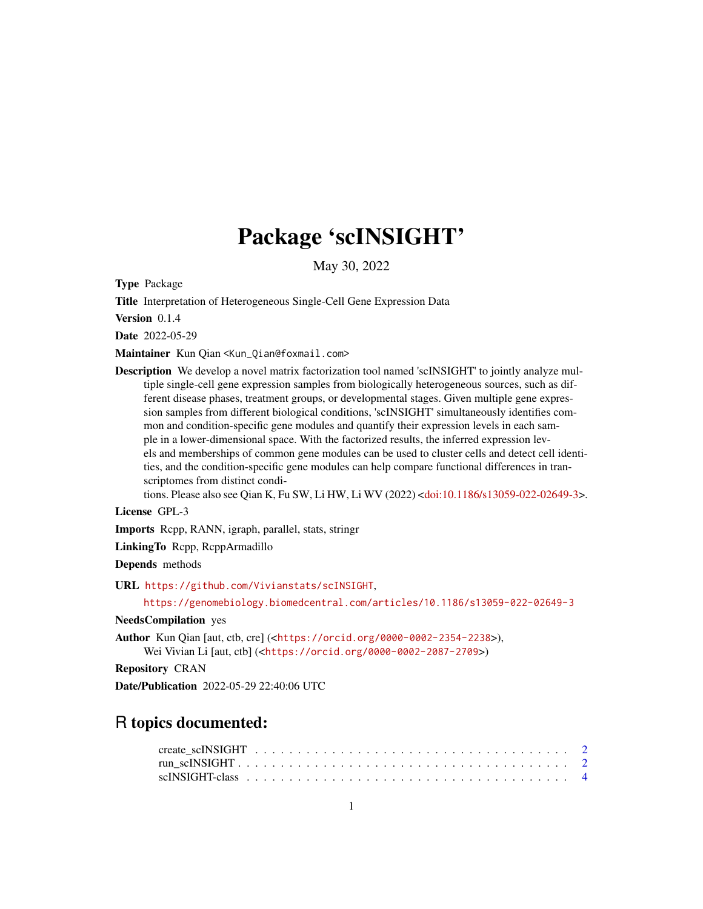# Package 'scINSIGHT'

May 30, 2022

**Type** Package

**Title** Interpretation of Heterogeneous Single-Cell Gene Expression Data

**Version** 0.1.4

**Date** 2022-05-29

**Maintainer** Kun Qian <Kun_Qian@foxmail.com>

**Description** We develop a novel matrix factorization tool named 'scINSIGHT' to jointly analyze multiple single-cell gene expression samples from biologically heterogeneous sources, such as different disease phases, treatment groups, or developmental stages. Given multiple gene expression samples from different biological conditions, 'scINSIGHT' simultaneously identifies common and condition-specific gene modules and quantify their expression levels in each sample in a lower-dimensional space. With the factorized results, the inferred expression levels and memberships of common gene modules can be used to cluster cells and detect cell identities, and the condition-specific gene modules can help compare functional differences in transcriptomes from distinct conditions. Please also see Qian K, Fu SW, Li HW, Li WV (2022) <doi:10.1186/s13059-022-02649-3>.

**License** GPL-3

**Imports** Rcpp, RANN, igraph, parallel, stats, stringr

**LinkingTo** Rcpp, RcppArmadillo

**Depends** methods

**URL** https://github.com/Vivianstats/scINSIGHT,
https://genomebiology.biomedcentral.com/articles/10.1186/s13059-022-02649-3

**NeedsCompilation** yes

**Author** Kun Qian [aut, ctb, cre] (<https://orcid.org/0000-0002-2354-2238>),
Wei Vivian Li [aut, ctb] (<https://orcid.org/0000-0002-2087-2709>)

**Repository** CRAN

**Date/Publication** 2022-05-29 22:40:06 UTC

## R topics documented:

create_scINSIGHT . . . . . . . . . . . . . . . . . . . . . . . . . . . . . . . . . . . . 2
run_scINSIGHT . . . . . . . . . . . . . . . . . . . . . . . . . . . . . . . . . . . . . . 2
scINSIGHT-class . . . . . . . . . . . . . . . . . . . . . . . . . . . . . . . . . . . . . 4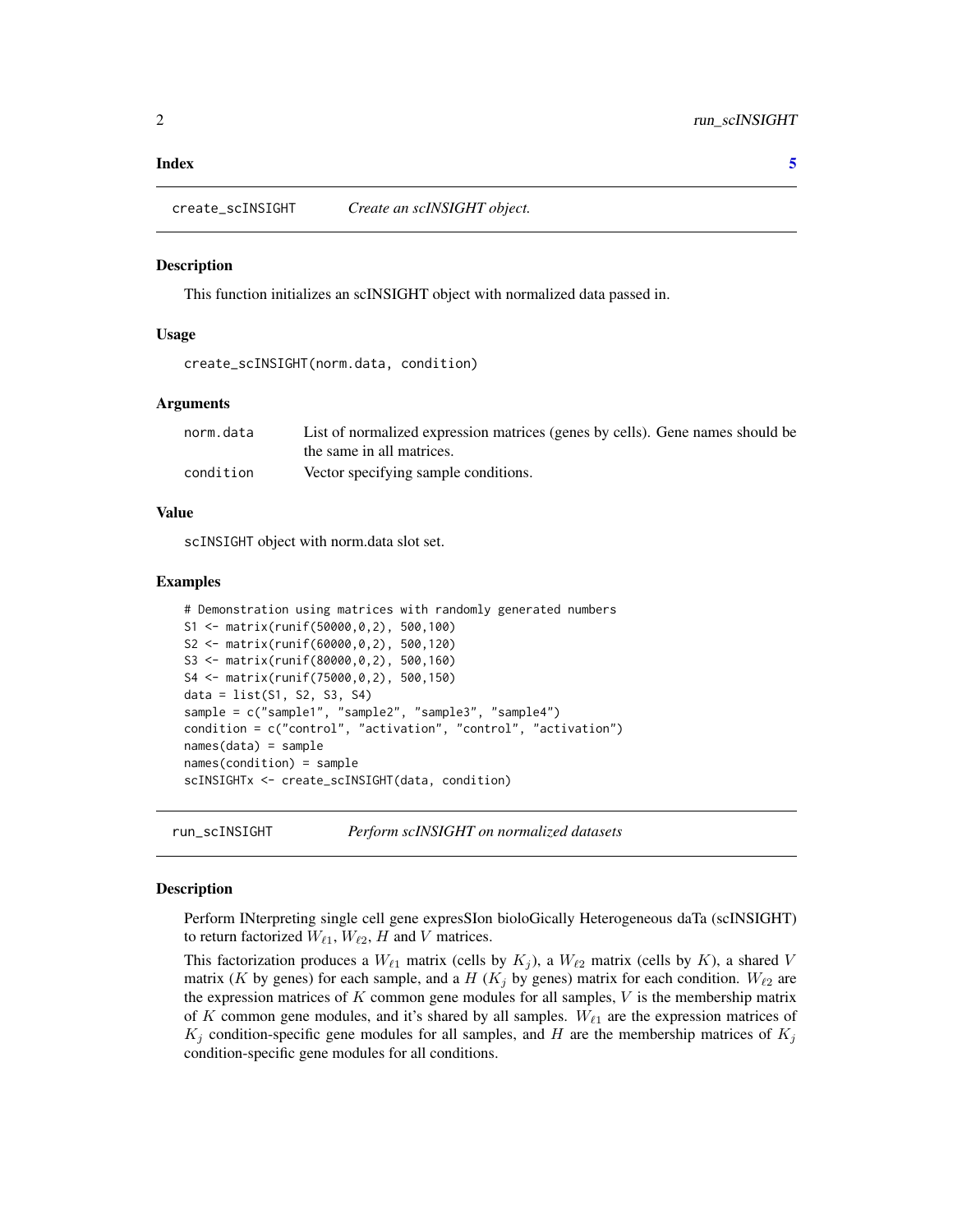**Index** 5

## create_scINSIGHT    *Create an scINSIGHT object.*

### Description

This function initializes an scINSIGHT object with normalized data passed in.

### Usage

```
create_scINSIGHT(norm.data, condition)
```

### Arguments

| | |
|---|---|
| norm.data | List of normalized expression matrices (genes by cells). Gene names should be the same in all matrices. |
| condition | Vector specifying sample conditions. |

### Value

scINSIGHT object with norm.data slot set.

### Examples

```
# Demonstration using matrices with randomly generated numbers
S1 <- matrix(runif(50000,0,2), 500,100)
S2 <- matrix(runif(60000,0,2), 500,120)
S3 <- matrix(runif(80000,0,2), 500,160)
S4 <- matrix(runif(75000,0,2), 500,150)
data = list(S1, S2, S3, S4)
sample = c("sample1", "sample2", "sample3", "sample4")
condition = c("control", "activation", "control", "activation")
names(data) = sample
names(condition) = sample
scINSIGHTx <- create_scINSIGHT(data, condition)
```

## run_scINSIGHT    *Perform scINSIGHT on normalized datasets*

### Description

Perform INterpreting single cell gene expresSIon bioloGically Heterogeneous daTa (scINSIGHT) to return factorized $W_{\ell 1}$, $W_{\ell 2}$, $H$ and $V$ matrices.

This factorization produces a $W_{\ell 1}$ matrix (cells by $K_j$), a $W_{\ell 2}$ matrix (cells by $K$), a shared $V$ matrix ($K$ by genes) for each sample, and a $H$ ($K_j$ by genes) matrix for each condition. $W_{\ell 2}$ are the expression matrices of $K$ common gene modules for all samples, $V$ is the membership matrix of $K$ common gene modules, and it's shared by all samples. $W_{\ell 1}$ are the expression matrices of $K_j$ condition-specific gene modules for all samples, and $H$ are the membership matrices of $K_j$ condition-specific gene modules for all conditions.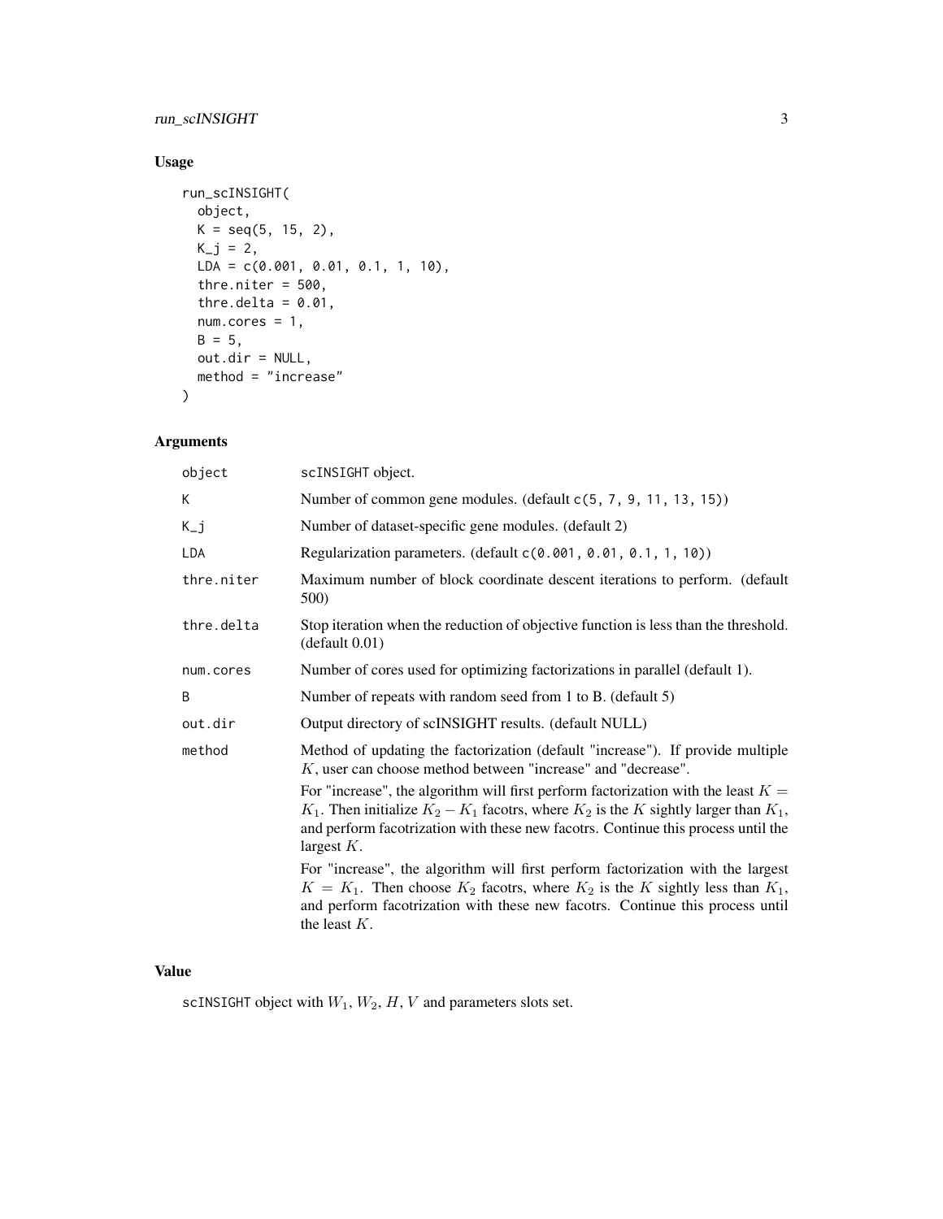## Usage

```
run_scINSIGHT(
  object,
  K = seq(5, 15, 2),
  K_j = 2,
  LDA = c(0.001, 0.01, 0.1, 1, 10),
  thre.niter = 500,
  thre.delta = 0.01,
  num.cores = 1,
  B = 5,
  out.dir = NULL,
  method = "increase"
)
```

## Arguments

| | |
|---|---|
| `object` | `scINSIGHT` object. |
| `K` | Number of common gene modules. (default `c(5, 7, 9, 11, 13, 15)`) |
| `K_j` | Number of dataset-specific gene modules. (default 2) |
| `LDA` | Regularization parameters. (default `c(0.001, 0.01, 0.1, 1, 10)`) |
| `thre.niter` | Maximum number of block coordinate descent iterations to perform. (default 500) |
| `thre.delta` | Stop iteration when the reduction of objective function is less than the threshold. (default 0.01) |
| `num.cores` | Number of cores used for optimizing factorizations in parallel (default 1). |
| `B` | Number of repeats with random seed from 1 to B. (default 5) |
| `out.dir` | Output directory of scINSIGHT results. (default NULL) |
| `method` | Method of updating the factorization (default "increase"). If provide multiple $K$, user can choose method between "increase" and "decrease". For "increase", the algorithm will first perform factorization with the least $K = K_1$. Then initialize $K_2 - K_1$ facotrs, where $K_2$ is the $K$ sightly larger than $K_1$, and perform facotrization with these new facotrs. Continue this process until the largest $K$. For "increase", the algorithm will first perform factorization with the largest $K = K_1$. Then choose $K_2$ facotrs, where $K_2$ is the $K$ sightly less than $K_1$, and perform facotrization with these new facotrs. Continue this process until the least $K$. |

## Value

`scINSIGHT` object with $W_1$, $W_2$, $H$, $V$ and parameters slots set.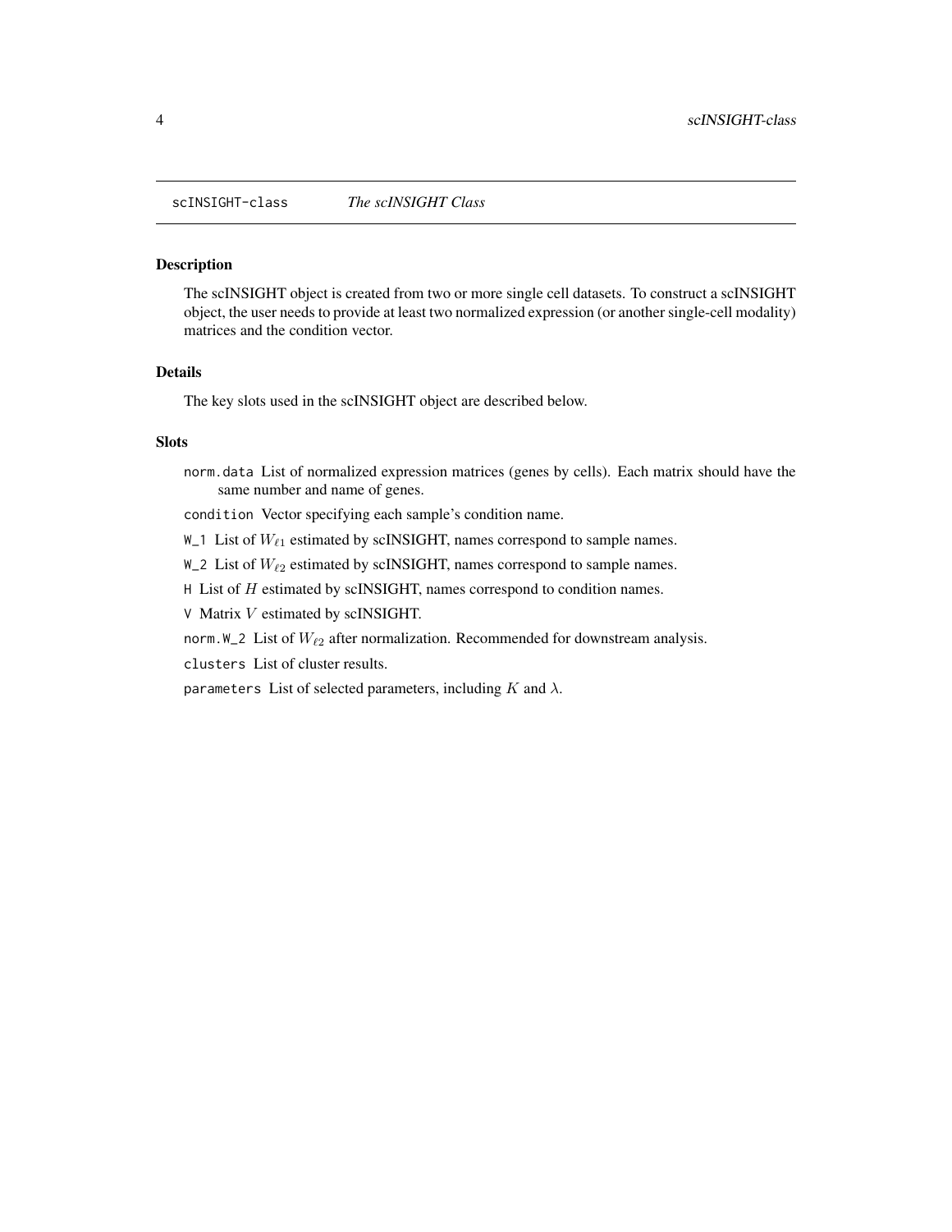`scINSIGHT-class` *The scINSIGHT Class*

### Description

The scINSIGHT object is created from two or more single cell datasets. To construct a scINSIGHT object, the user needs to provide at least two normalized expression (or another single-cell modality) matrices and the condition vector.

### Details

The key slots used in the scINSIGHT object are described below.

### Slots

`norm.data` List of normalized expression matrices (genes by cells). Each matrix should have the same number and name of genes.

`condition` Vector specifying each sample's condition name.

`W_1` List of $W_{\ell 1}$ estimated by scINSIGHT, names correspond to sample names.

`W_2` List of $W_{\ell 2}$ estimated by scINSIGHT, names correspond to sample names.

`H` List of $H$ estimated by scINSIGHT, names correspond to condition names.

`V` Matrix $V$ estimated by scINSIGHT.

`norm.W_2` List of $W_{\ell 2}$ after normalization. Recommended for downstream analysis.

`clusters` List of cluster results.

`parameters` List of selected parameters, including $K$ and $\lambda$.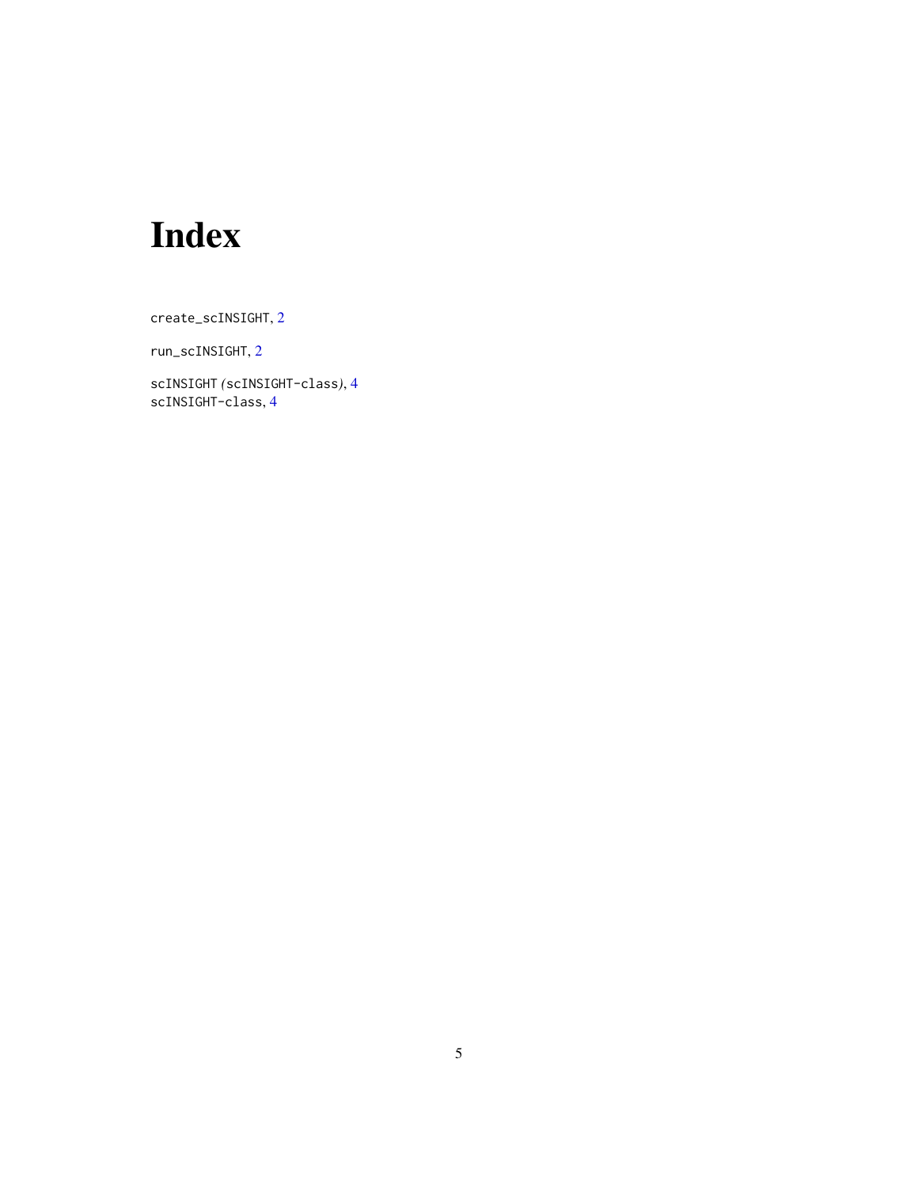# Index

create_scINSIGHT, 2

run_scINSIGHT, 2

scINSIGHT (scINSIGHT-class), 4
scINSIGHT-class, 4